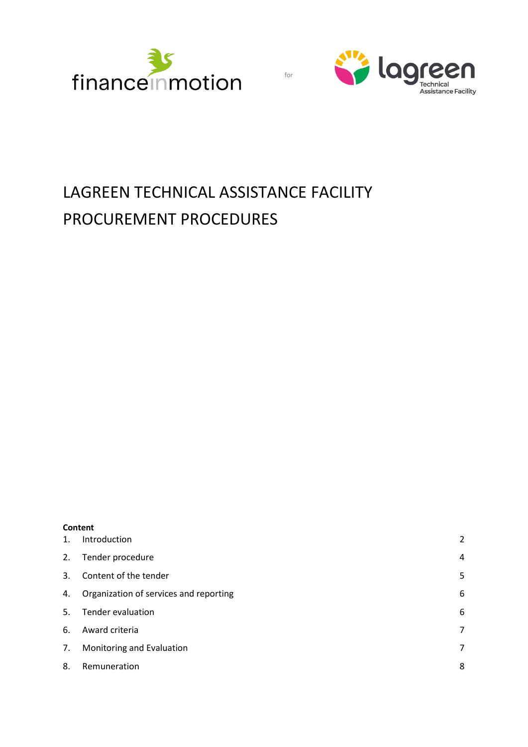financeinmotion

for

lagreen Technical Assistance Facility

# LAGREEN TECHNICAL ASSISTANCE FACILITY PROCUREMENT PROCEDURES

**Content**

| | | |
|---|---|---|
| 1. | Introduction | 2 |
| 2. | Tender procedure | 4 |
| 3. | Content of the tender | 5 |
| 4. | Organization of services and reporting | 6 |
| 5. | Tender evaluation | 6 |
| 6. | Award criteria | 7 |
| 7. | Monitoring and Evaluation | 7 |
| 8. | Remuneration | 8 |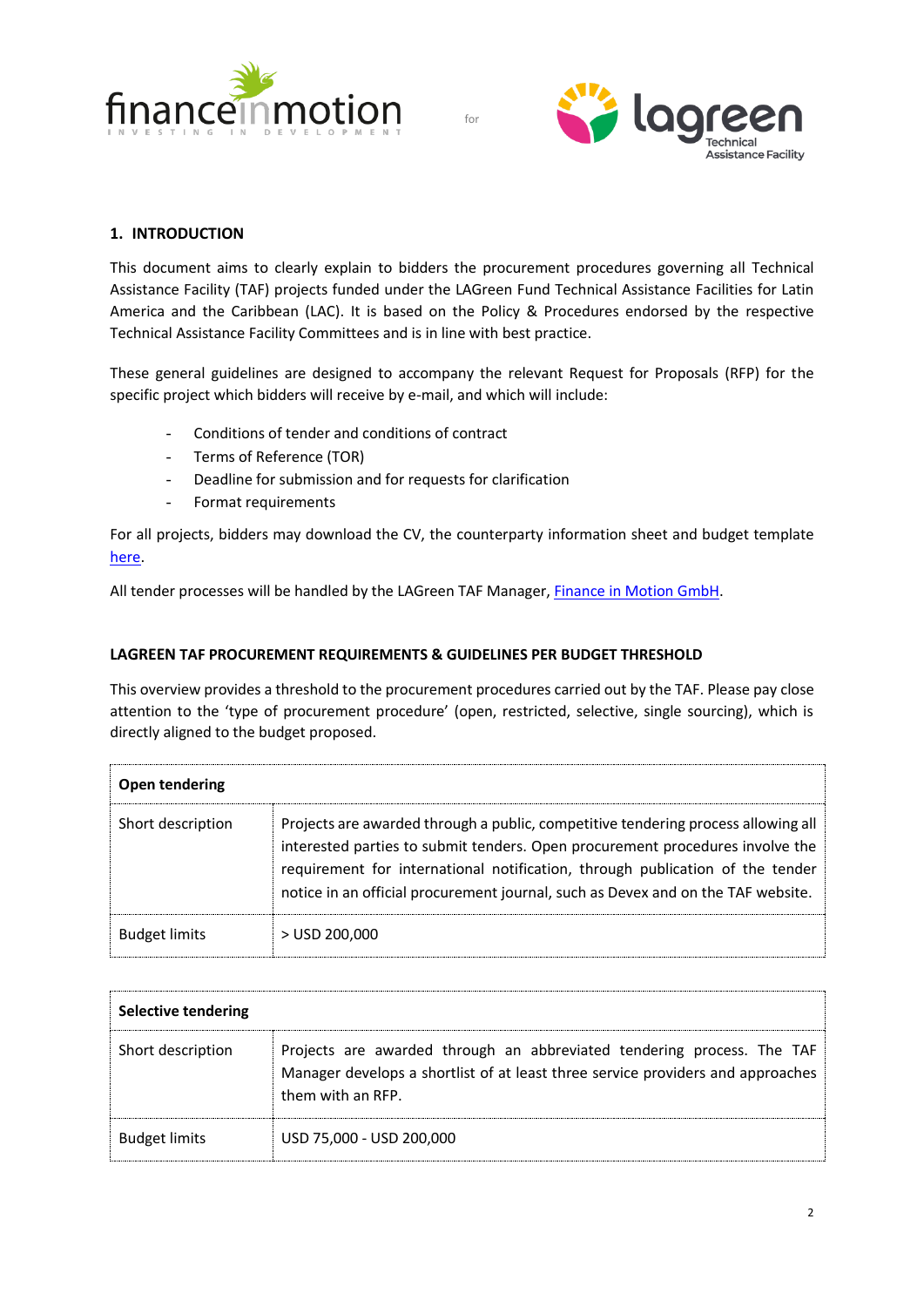## 1. INTRODUCTION

This document aims to clearly explain to bidders the procurement procedures governing all Technical Assistance Facility (TAF) projects funded under the LAGreen Fund Technical Assistance Facilities for Latin America and the Caribbean (LAC). It is based on the Policy & Procedures endorsed by the respective Technical Assistance Facility Committees and is in line with best practice.

These general guidelines are designed to accompany the relevant Request for Proposals (RFP) for the specific project which bidders will receive by e-mail, and which will include:

- Conditions of tender and conditions of contract
- Terms of Reference (TOR)
- Deadline for submission and for requests for clarification
- Format requirements

For all projects, bidders may download the CV, the counterparty information sheet and budget template here.

All tender processes will be handled by the LAGreen TAF Manager, Finance in Motion GmbH.

### LAGREEN TAF PROCUREMENT REQUIREMENTS & GUIDELINES PER BUDGET THRESHOLD

This overview provides a threshold to the procurement procedures carried out by the TAF. Please pay close attention to the 'type of procurement procedure' (open, restricted, selective, single sourcing), which is directly aligned to the budget proposed.

| **Open tendering** | |
|---|---|
| Short description | Projects are awarded through a public, competitive tendering process allowing all interested parties to submit tenders. Open procurement procedures involve the requirement for international notification, through publication of the tender notice in an official procurement journal, such as Devex and on the TAF website. |
| Budget limits | > USD 200,000 |

| **Selective tendering** | |
|---|---|
| Short description | Projects are awarded through an abbreviated tendering process. The TAF Manager develops a shortlist of at least three service providers and approaches them with an RFP. |
| Budget limits | USD 75,000 - USD 200,000 |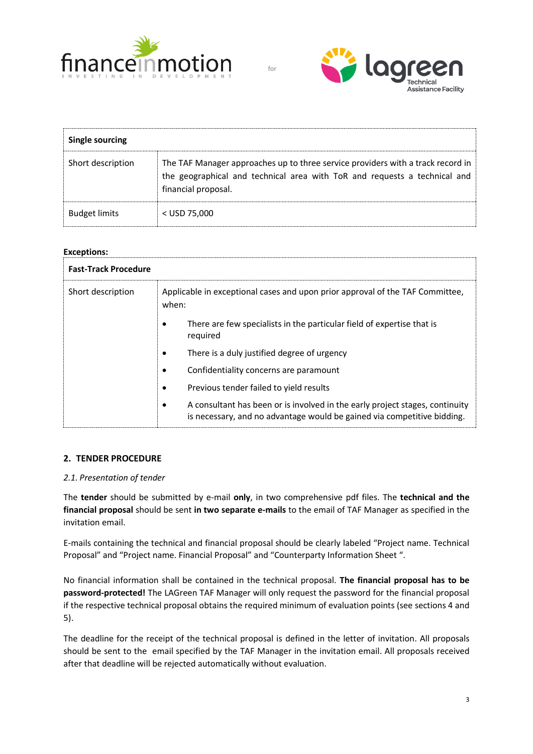| Single sourcing | |
|---|---|
| Short description | The TAF Manager approaches up to three service providers with a track record in the geographical and technical area with ToR and requests a technical and financial proposal. |
| Budget limits | < USD 75,000 |

**Exceptions:**

| Fast-Track Procedure | |
|---|---|
| Short description | Applicable in exceptional cases and upon prior approval of the TAF Committee, when:<br>• There are few specialists in the particular field of expertise that is required<br>• There is a duly justified degree of urgency<br>• Confidentiality concerns are paramount<br>• Previous tender failed to yield results<br>• A consultant has been or is involved in the early project stages, continuity is necessary, and no advantage would be gained via competitive bidding. |

## 2. TENDER PROCEDURE

*2.1. Presentation of tender*

The **tender** should be submitted by e-mail **only**, in two comprehensive pdf files. The **technical and the financial proposal** should be sent **in two separate e-mails** to the email of TAF Manager as specified in the invitation email.

E-mails containing the technical and financial proposal should be clearly labeled "Project name. Technical Proposal" and "Project name. Financial Proposal" and "Counterparty Information Sheet ".

No financial information shall be contained in the technical proposal. **The financial proposal has to be password-protected!** The LAGreen TAF Manager will only request the password for the financial proposal if the respective technical proposal obtains the required minimum of evaluation points (see sections 4 and 5).

The deadline for the receipt of the technical proposal is defined in the letter of invitation. All proposals should be sent to the email specified by the TAF Manager in the invitation email. All proposals received after that deadline will be rejected automatically without evaluation.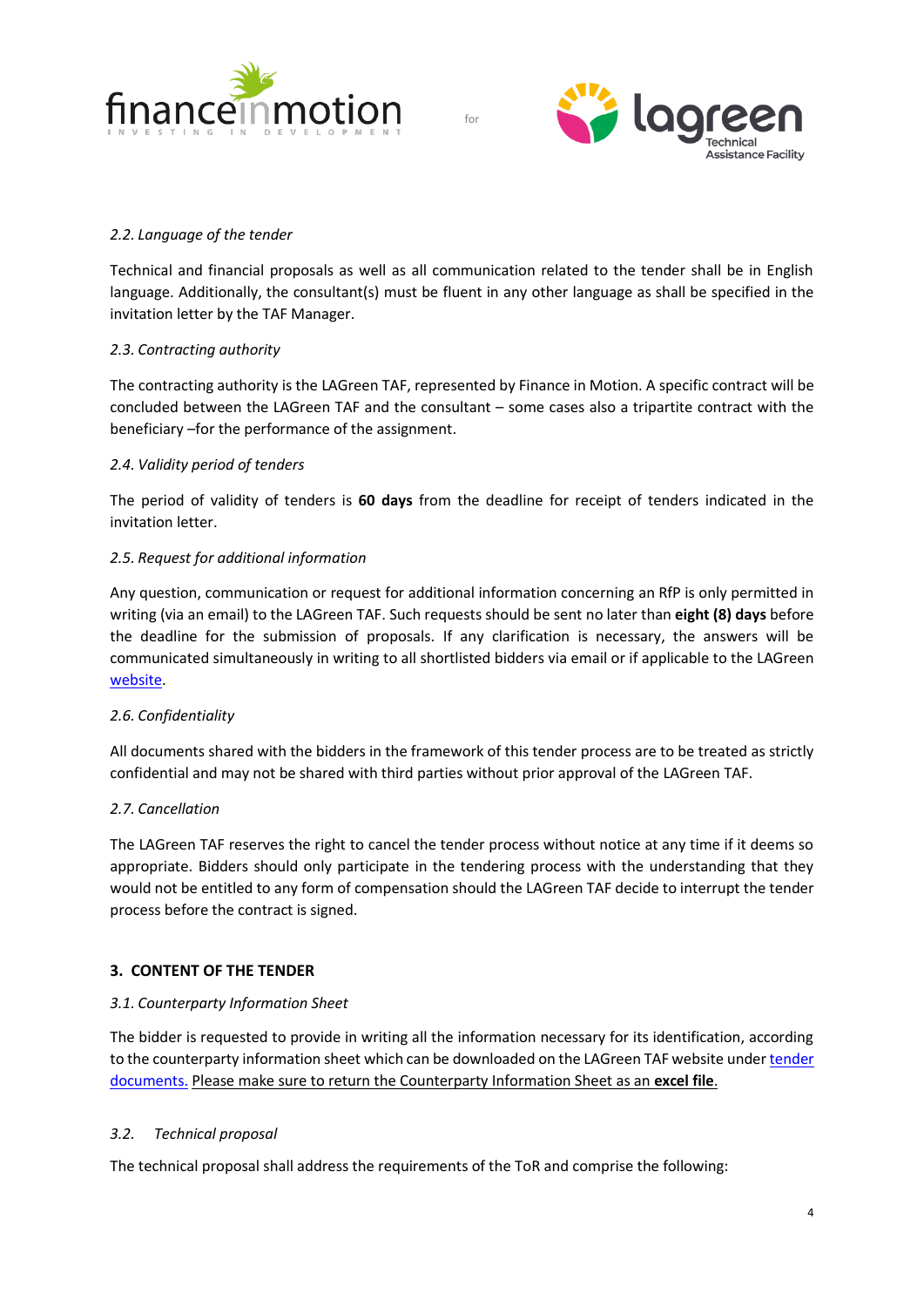*2.2. Language of the tender*

Technical and financial proposals as well as all communication related to the tender shall be in English language. Additionally, the consultant(s) must be fluent in any other language as shall be specified in the invitation letter by the TAF Manager.

*2.3. Contracting authority*

The contracting authority is the LAGreen TAF, represented by Finance in Motion. A specific contract will be concluded between the LAGreen TAF and the consultant – some cases also a tripartite contract with the beneficiary –for the performance of the assignment.

*2.4. Validity period of tenders*

The period of validity of tenders is **60 days** from the deadline for receipt of tenders indicated in the invitation letter.

*2.5. Request for additional information*

Any question, communication or request for additional information concerning an RfP is only permitted in writing (via an email) to the LAGreen TAF. Such requests should be sent no later than **eight (8) days** before the deadline for the submission of proposals. If any clarification is necessary, the answers will be communicated simultaneously in writing to all shortlisted bidders via email or if applicable to the LAGreen website.

*2.6. Confidentiality*

All documents shared with the bidders in the framework of this tender process are to be treated as strictly confidential and may not be shared with third parties without prior approval of the LAGreen TAF.

*2.7. Cancellation*

The LAGreen TAF reserves the right to cancel the tender process without notice at any time if it deems so appropriate. Bidders should only participate in the tendering process with the understanding that they would not be entitled to any form of compensation should the LAGreen TAF decide to interrupt the tender process before the contract is signed.

## 3. CONTENT OF THE TENDER

*3.1. Counterparty Information Sheet*

The bidder is requested to provide in writing all the information necessary for its identification, according to the counterparty information sheet which can be downloaded on the LAGreen TAF website under tender documents. Please make sure to return the Counterparty Information Sheet as an **excel file**.

*3.2. Technical proposal*

The technical proposal shall address the requirements of the ToR and comprise the following: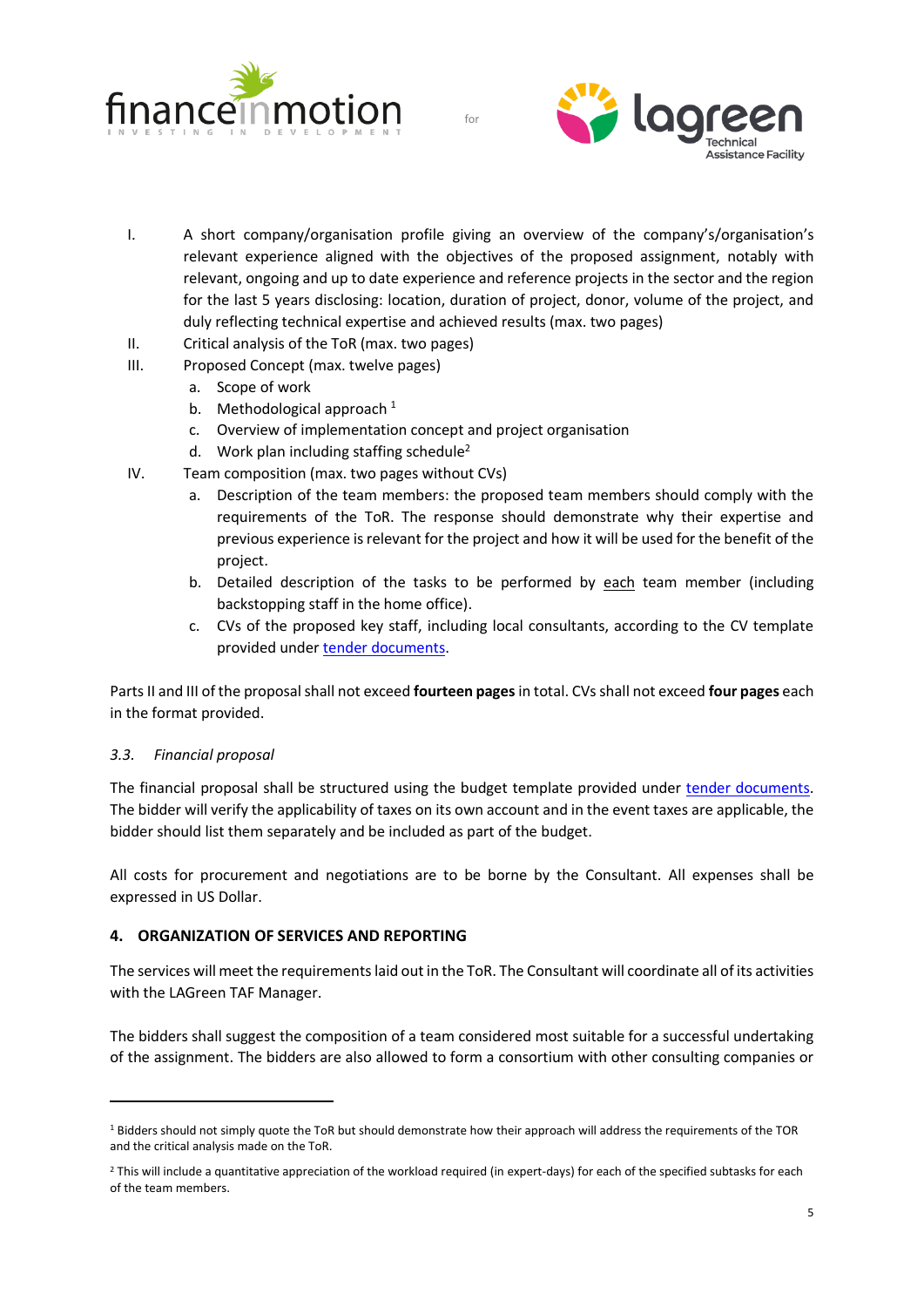I. A short company/organisation profile giving an overview of the company's/organisation's relevant experience aligned with the objectives of the proposed assignment, notably with relevant, ongoing and up to date experience and reference projects in the sector and the region for the last 5 years disclosing: location, duration of project, donor, volume of the project, and duly reflecting technical expertise and achieved results (max. two pages)

II. Critical analysis of the ToR (max. two pages)

III. Proposed Concept (max. twelve pages)
   a. Scope of work
   b. Methodological approach [1]
   c. Overview of implementation concept and project organisation
   d. Work plan including staffing schedule[2]

IV. Team composition (max. two pages without CVs)
   a. Description of the team members: the proposed team members should comply with the requirements of the ToR. The response should demonstrate why their expertise and previous experience is relevant for the project and how it will be used for the benefit of the project.
   b. Detailed description of the tasks to be performed by each team member (including backstopping staff in the home office).
   c. CVs of the proposed key staff, including local consultants, according to the CV template provided under tender documents.

Parts II and III of the proposal shall not exceed **fourteen pages** in total. CVs shall not exceed **four pages** each in the format provided.

### *3.3. Financial proposal*

The financial proposal shall be structured using the budget template provided under tender documents. The bidder will verify the applicability of taxes on its own account and in the event taxes are applicable, the bidder should list them separately and be included as part of the budget.

All costs for procurement and negotiations are to be borne by the Consultant. All expenses shall be expressed in US Dollar.

## 4. ORGANIZATION OF SERVICES AND REPORTING

The services will meet the requirements laid out in the ToR. The Consultant will coordinate all of its activities with the LAGreen TAF Manager.

The bidders shall suggest the composition of a team considered most suitable for a successful undertaking of the assignment. The bidders are also allowed to form a consortium with other consulting companies or

---

[1] Bidders should not simply quote the ToR but should demonstrate how their approach will address the requirements of the TOR and the critical analysis made on the ToR.

[2] This will include a quantitative appreciation of the workload required (in expert-days) for each of the specified subtasks for each of the team members.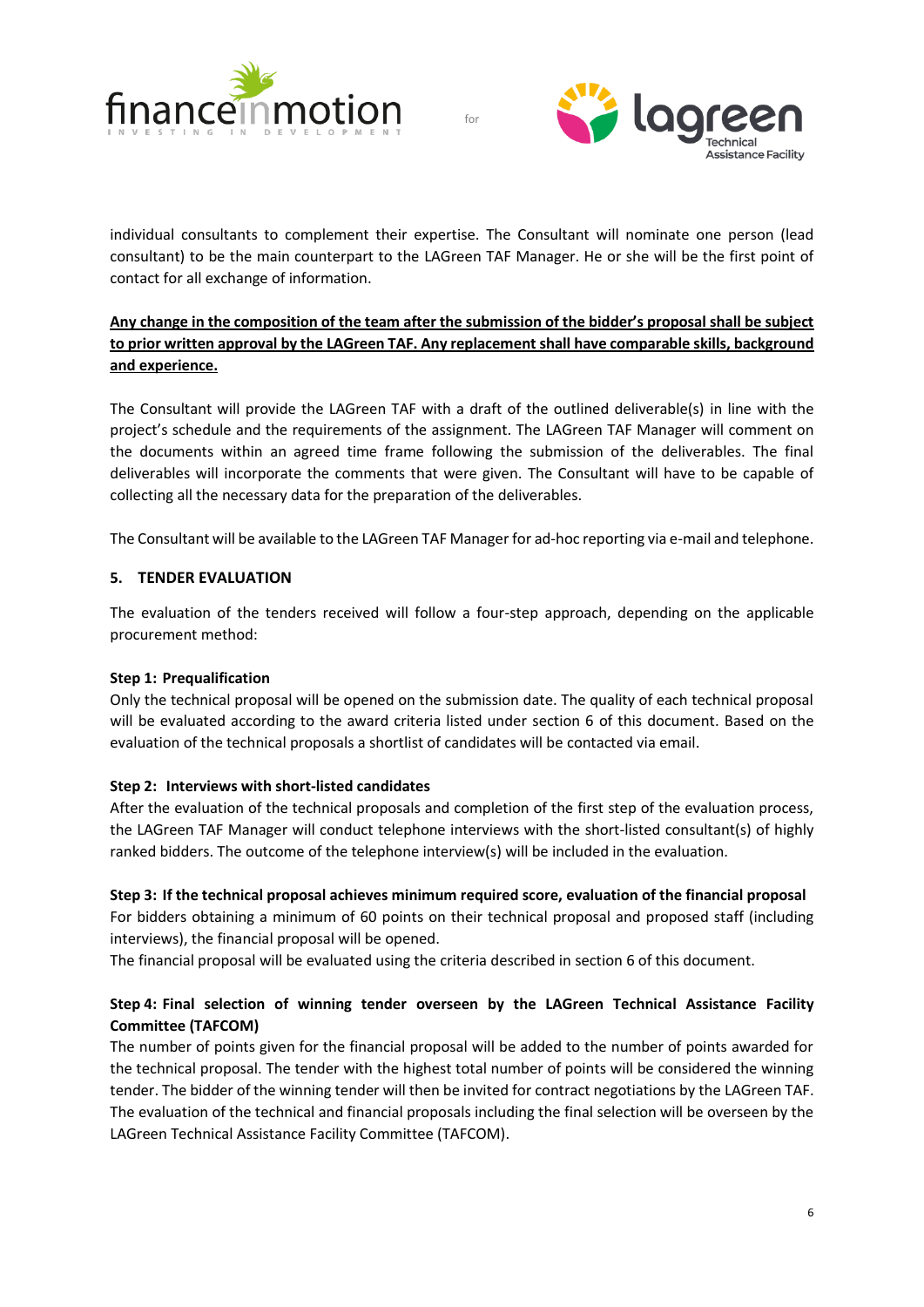individual consultants to complement their expertise. The Consultant will nominate one person (lead consultant) to be the main counterpart to the LAGreen TAF Manager. He or she will be the first point of contact for all exchange of information.

**Any change in the composition of the team after the submission of the bidder's proposal shall be subject to prior written approval by the LAGreen TAF. Any replacement shall have comparable skills, background and experience.**

The Consultant will provide the LAGreen TAF with a draft of the outlined deliverable(s) in line with the project's schedule and the requirements of the assignment. The LAGreen TAF Manager will comment on the documents within an agreed time frame following the submission of the deliverables. The final deliverables will incorporate the comments that were given. The Consultant will have to be capable of collecting all the necessary data for the preparation of the deliverables.

The Consultant will be available to the LAGreen TAF Manager for ad-hoc reporting via e-mail and telephone.

## 5. TENDER EVALUATION

The evaluation of the tenders received will follow a four-step approach, depending on the applicable procurement method:

**Step 1: Prequalification**

Only the technical proposal will be opened on the submission date. The quality of each technical proposal will be evaluated according to the award criteria listed under section 6 of this document. Based on the evaluation of the technical proposals a shortlist of candidates will be contacted via email.

**Step 2: Interviews with short-listed candidates**

After the evaluation of the technical proposals and completion of the first step of the evaluation process, the LAGreen TAF Manager will conduct telephone interviews with the short-listed consultant(s) of highly ranked bidders. The outcome of the telephone interview(s) will be included in the evaluation.

**Step 3: If the technical proposal achieves minimum required score, evaluation of the financial proposal**

For bidders obtaining a minimum of 60 points on their technical proposal and proposed staff (including interviews), the financial proposal will be opened.

The financial proposal will be evaluated using the criteria described in section 6 of this document.

**Step 4: Final selection of winning tender overseen by the LAGreen Technical Assistance Facility Committee (TAFCOM)**

The number of points given for the financial proposal will be added to the number of points awarded for the technical proposal. The tender with the highest total number of points will be considered the winning tender. The bidder of the winning tender will then be invited for contract negotiations by the LAGreen TAF. The evaluation of the technical and financial proposals including the final selection will be overseen by the LAGreen Technical Assistance Facility Committee (TAFCOM).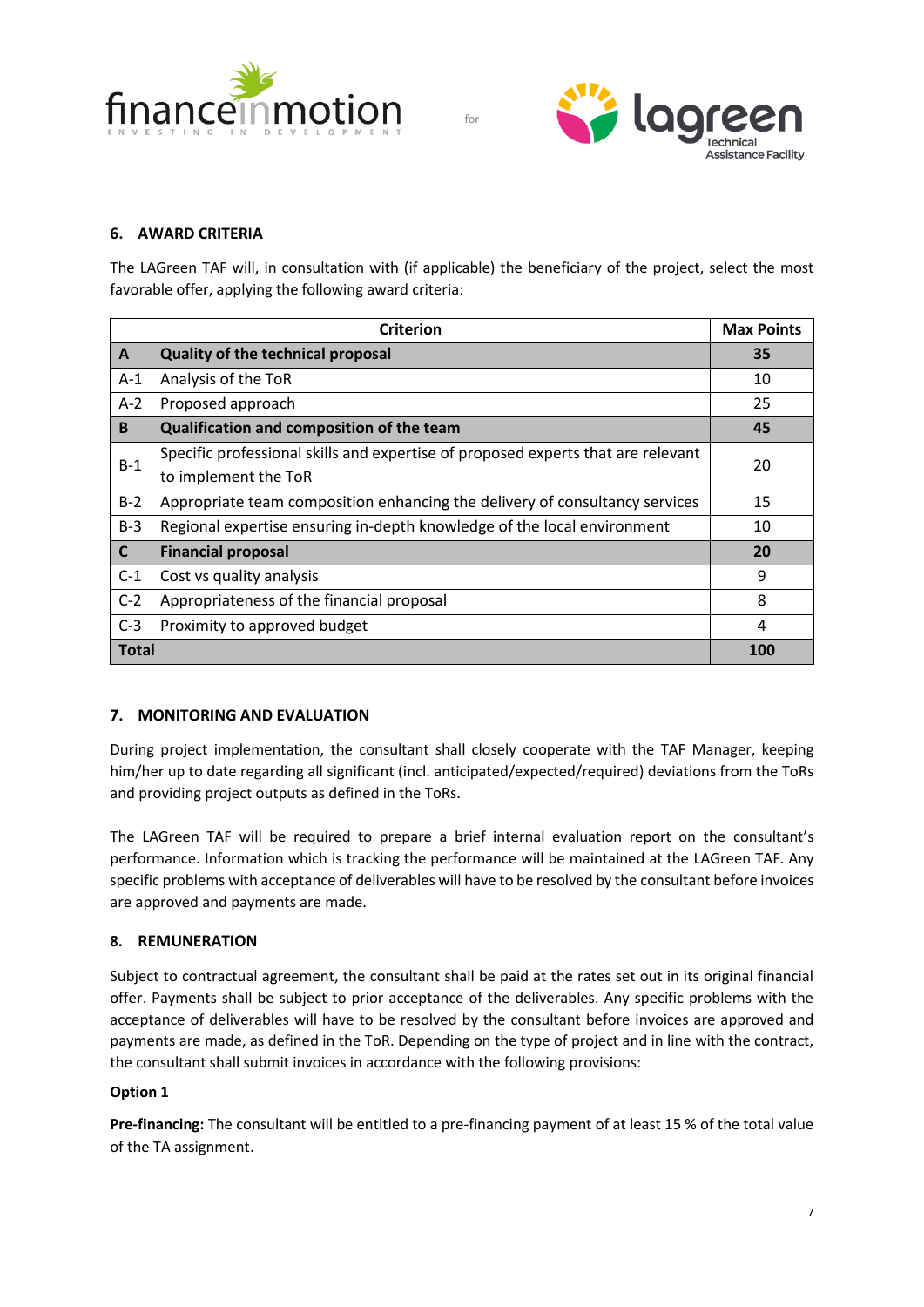## 6. AWARD CRITERIA

The LAGreen TAF will, in consultation with (if applicable) the beneficiary of the project, select the most favorable offer, applying the following award criteria:

| Criterion | | Max Points |
|---|---|---|
| **A** | **Quality of the technical proposal** | **35** |
| A-1 | Analysis of the ToR | 10 |
| A-2 | Proposed approach | 25 |
| **B** | **Qualification and composition of the team** | **45** |
| B-1 | Specific professional skills and expertise of proposed experts that are relevant to implement the ToR | 20 |
| B-2 | Appropriate team composition enhancing the delivery of consultancy services | 15 |
| B-3 | Regional expertise ensuring in-depth knowledge of the local environment | 10 |
| **C** | **Financial proposal** | **20** |
| C-1 | Cost vs quality analysis | 9 |
| C-2 | Appropriateness of the financial proposal | 8 |
| C-3 | Proximity to approved budget | 4 |
| **Total** | | **100** |

## 7. MONITORING AND EVALUATION

During project implementation, the consultant shall closely cooperate with the TAF Manager, keeping him/her up to date regarding all significant (incl. anticipated/expected/required) deviations from the ToRs and providing project outputs as defined in the ToRs.

The LAGreen TAF will be required to prepare a brief internal evaluation report on the consultant's performance. Information which is tracking the performance will be maintained at the LAGreen TAF. Any specific problems with acceptance of deliverables will have to be resolved by the consultant before invoices are approved and payments are made.

## 8. REMUNERATION

Subject to contractual agreement, the consultant shall be paid at the rates set out in its original financial offer. Payments shall be subject to prior acceptance of the deliverables. Any specific problems with the acceptance of deliverables will have to be resolved by the consultant before invoices are approved and payments are made, as defined in the ToR. Depending on the type of project and in line with the contract, the consultant shall submit invoices in accordance with the following provisions:

**Option 1**

**Pre-financing:** The consultant will be entitled to a pre-financing payment of at least 15 % of the total value of the TA assignment.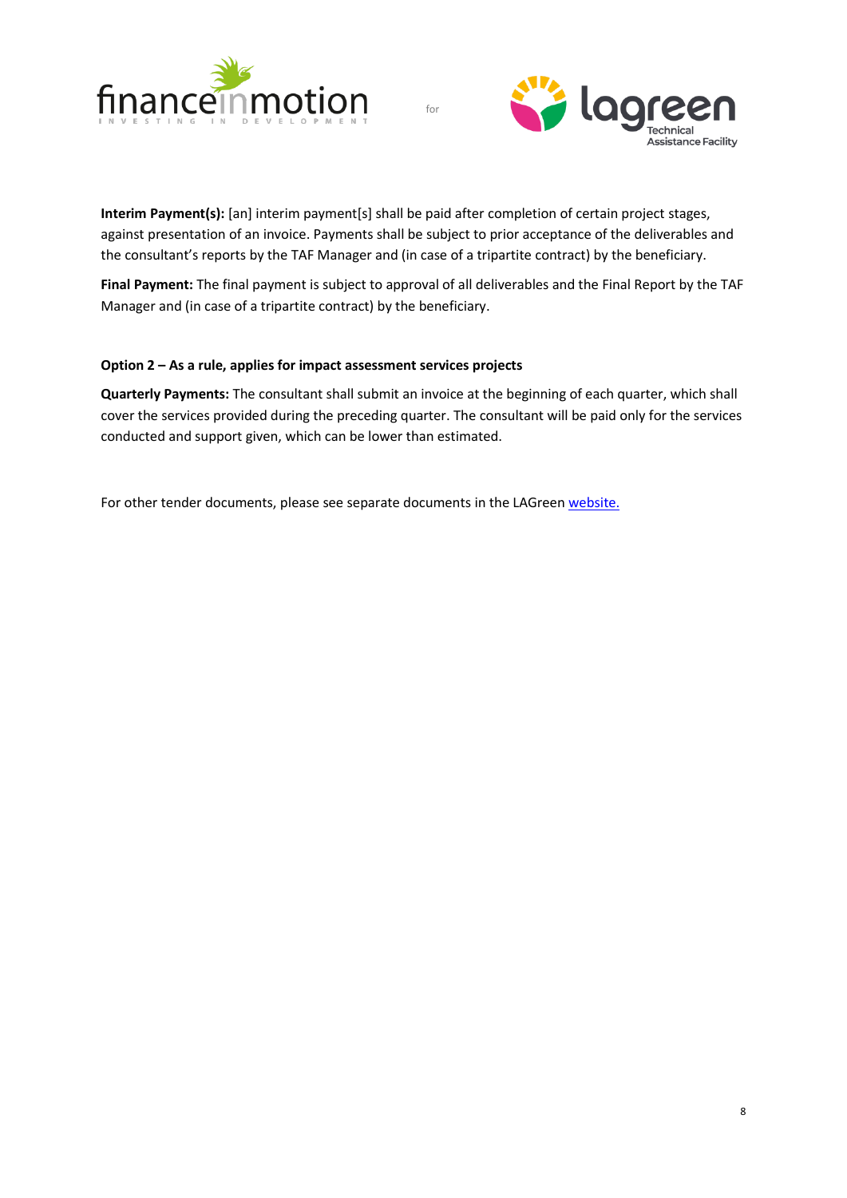**Interim Payment(s):** [an] interim payment[s] shall be paid after completion of certain project stages, against presentation of an invoice. Payments shall be subject to prior acceptance of the deliverables and the consultant's reports by the TAF Manager and (in case of a tripartite contract) by the beneficiary.

**Final Payment:** The final payment is subject to approval of all deliverables and the Final Report by the TAF Manager and (in case of a tripartite contract) by the beneficiary.

**Option 2 – As a rule, applies for impact assessment services projects**

**Quarterly Payments:** The consultant shall submit an invoice at the beginning of each quarter, which shall cover the services provided during the preceding quarter. The consultant will be paid only for the services conducted and support given, which can be lower than estimated.

For other tender documents, please see separate documents in the LAGreen website.